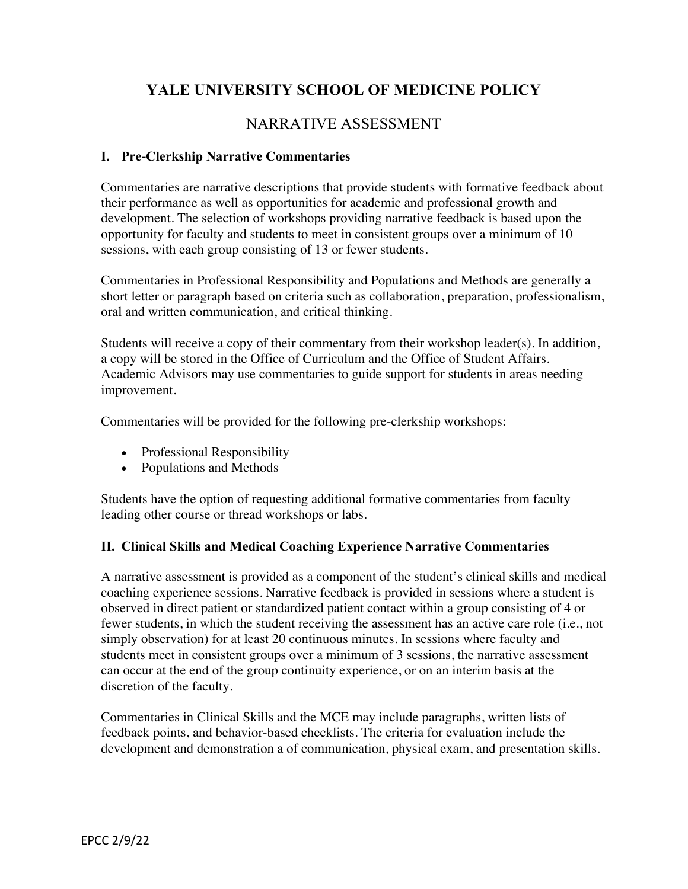# YALE UNIVERSITY SCHOOL OF MEDICINE POLICY

## NARRATIVE ASSESSMENT

### I. Pre-Clerkship Narrative Commentaries

Commentaries are narrative descriptions that provide students with formative feedback about their performance as well as opportunities for academic and professional growth and development. The selection of workshops providing narrative feedback is based upon the opportunity for faculty and students to meet in consistent groups over a minimum of 10 sessions, with each group consisting of 13 or fewer students.

Commentaries in Professional Responsibility and Populations and Methods are generally a short letter or paragraph based on criteria such as collaboration, preparation, professionalism, oral and written communication, and critical thinking.

Students will receive a copy of their commentary from their workshop leader(s). In addition, a copy will be stored in the Office of Curriculum and the Office of Student Affairs. Academic Advisors may use commentaries to guide support for students in areas needing improvement.

Commentaries will be provided for the following pre-clerkship workshops:

- Professional Responsibility
- Populations and Methods

Students have the option of requesting additional formative commentaries from faculty leading other course or thread workshops or labs.

### II. Clinical Skills and Medical Coaching Experience Narrative Commentaries

A narrative assessment is provided as a component of the student's clinical skills and medical coaching experience sessions. Narrative feedback is provided in sessions where a student is observed in direct patient or standardized patient contact within a group consisting of 4 or fewer students, in which the student receiving the assessment has an active care role (i.e., not simply observation) for at least 20 continuous minutes. In sessions where faculty and students meet in consistent groups over a minimum of 3 sessions, the narrative assessment can occur at the end of the group continuity experience, or on an interim basis at the discretion of the faculty.

Commentaries in Clinical Skills and the MCE may include paragraphs, written lists of feedback points, and behavior-based checklists. The criteria for evaluation include the development and demonstration a of communication, physical exam, and presentation skills.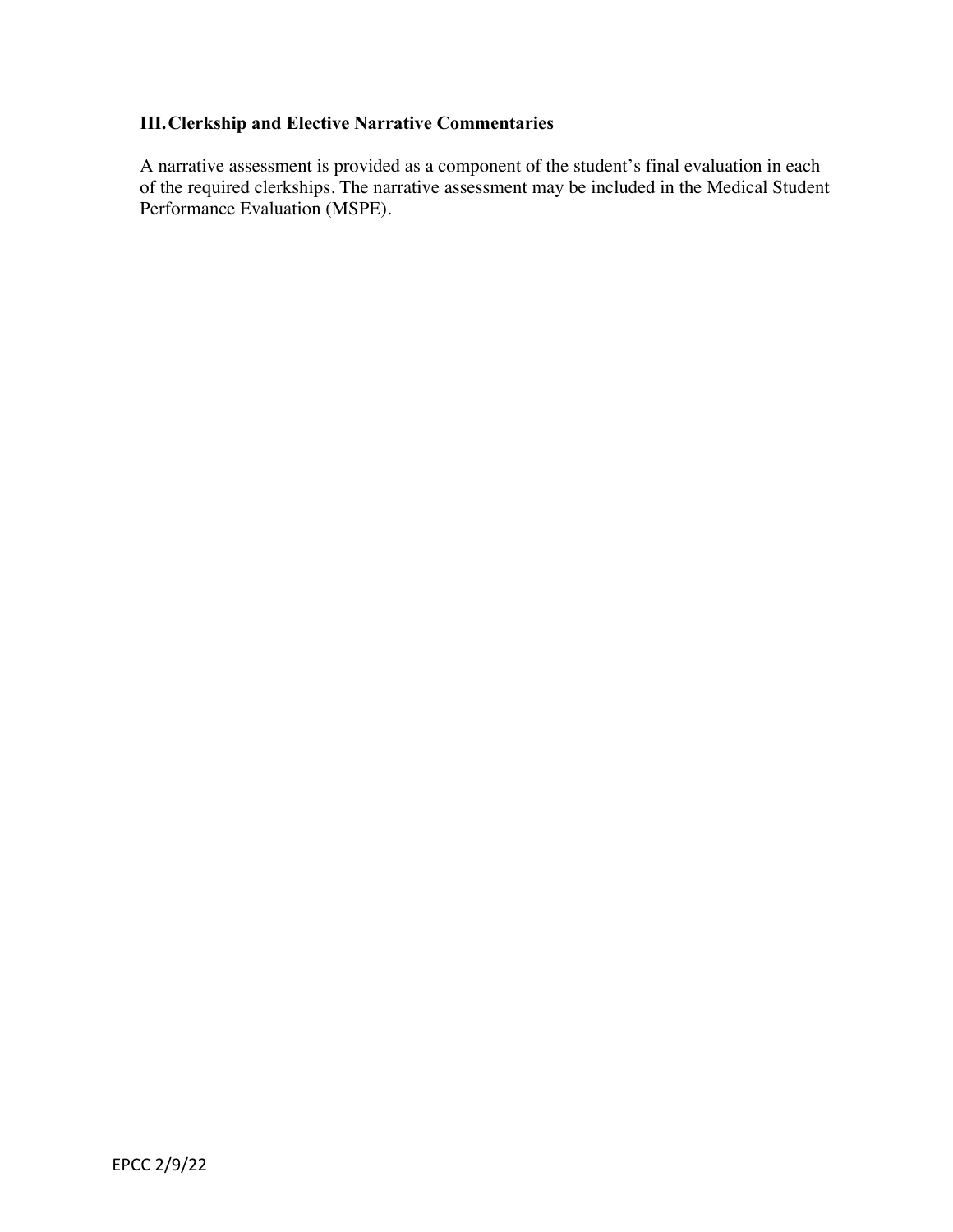### III. Clerkship and Elective Narrative Commentaries

A narrative assessment is provided as a component of the student's final evaluation in each of the required clerkships. The narrative assessment may be included in the Medical Student Performance Evaluation (MSPE).